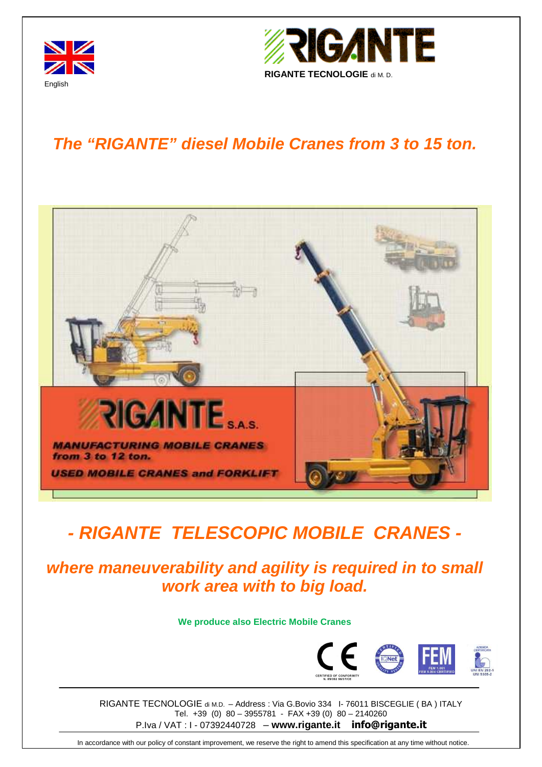English

**RIGANTE TECNOLOGIE** di M. D.

# *The "RIGANTE" diesel Mobile Cranes from 3 to 15 ton.*

RIGANTE S.A.S.

MANUFACTURING MOBILE CRANES from 3 to 12 ton.

USED MOBILE CRANES and FORKLIFT

## *- RIGANTE TELESCOPIC MOBILE CRANES -*

### *where maneuverability and agility is required in to small work area with to big load.*

**We produce also Electric Mobile Cranes**

CERTIFIED OF CONFORMITY N. 89/392 98/37/CE

FEM 1.001 FEM 5.004 CERTIFIED

UNI EN 292-1 UNI 9308-2

RIGANTE TECNOLOGIE di M.D. – Address : Via G.Bovio 334 I- 76011 BISCEGLIE ( BA ) ITALY
Tel. +39 (0) 80 – 3955781 - FAX +39 (0) 80 – 2140260
P.Iva / VAT : I - 07392440728 – **www.rigante.it** **info@rigante.it**

In accordance with our policy of constant improvement, we reserve the right to amend this specification at any time without notice.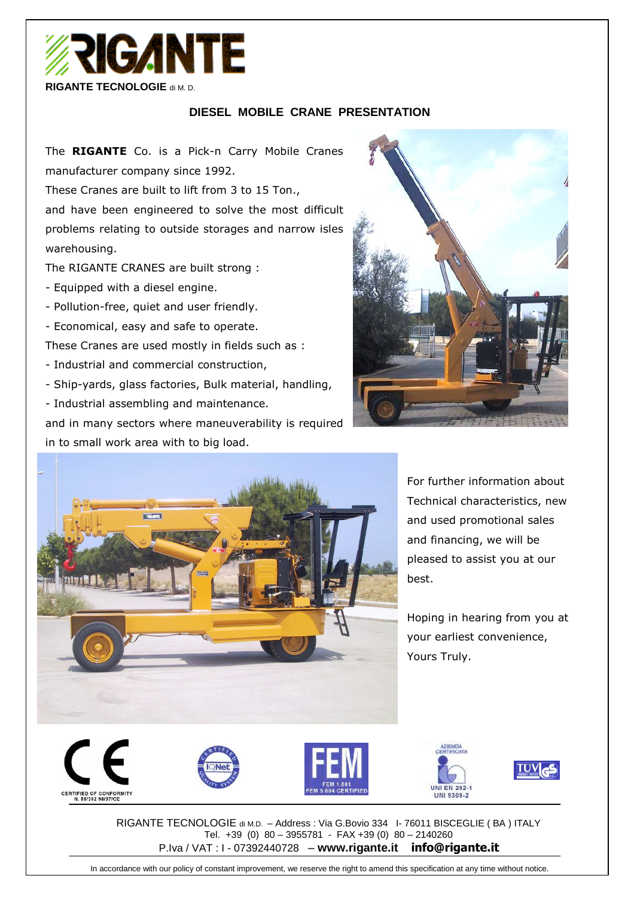RIGANTE TECNOLOGIE di M. D.

## DIESEL MOBILE CRANE PRESENTATION

The **RIGANTE** Co. is a Pick-n Carry Mobile Cranes manufacturer company since 1992.

These Cranes are built to lift from 3 to 15 Ton.,

and have been engineered to solve the most difficult problems relating to outside storages and narrow isles warehousing.

The RIGANTE CRANES are built strong :

- Equipped with a diesel engine.
- Pollution-free, quiet and user friendly.
- Economical, easy and safe to operate.

These Cranes are used mostly in fields such as :

- Industrial and commercial construction,
- Ship-yards, glass factories, Bulk material, handling,
- Industrial assembling and maintenance.

and in many sectors where maneuverability is required in to small work area with to big load.

For further information about Technical characteristics, new and used promotional sales and financing, we will be pleased to assist you at our best.

Hoping in hearing from you at your earliest convenience,

Yours Truly.

CERTIFIED OF CONFORMITY N. 89/392 98/37/CE

FEM 1.001 FEM 5.004 CERTIFIED

AZIENDA CERTIFICATA UNI EN 292-1 UNI 9309-2

RIGANTE TECNOLOGIE di M.D. – Address : Via G.Bovio 334 I- 76011 BISCEGLIE ( BA ) ITALY
Tel. +39 (0) 80 – 3955781 - FAX +39 (0) 80 – 2140260
P.Iva / VAT : I - 07392440728 – **www.rigante.it** **info@rigante.it**

In accordance with our policy of constant improvement, we reserve the right to amend this specification at any time without notice.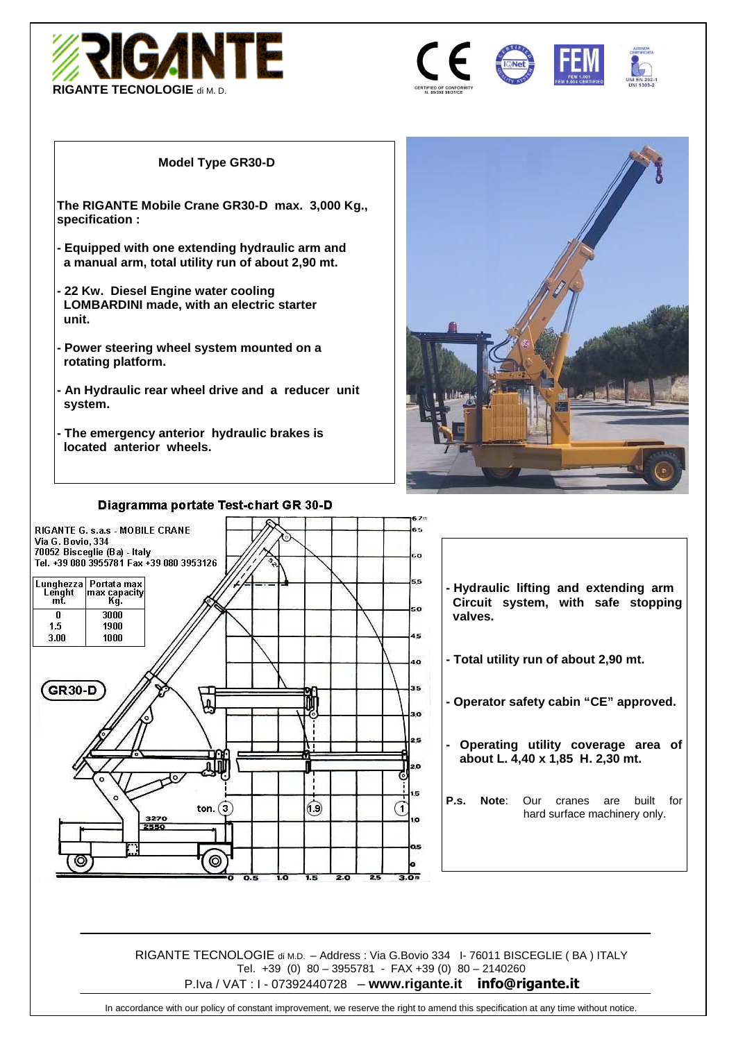RIGANTE TECNOLOGIE di M. D.

### Model Type GR30-D

**The RIGANTE Mobile Crane GR30-D max. 3,000 Kg., specification :**

- **Equipped with one extending hydraulic arm and a manual arm, total utility run of about 2,90 mt.**
- **22 Kw. Diesel Engine water cooling LOMBARDINI made, with an electric starter unit.**
- **Power steering wheel system mounted on a rotating platform.**
- **An Hydraulic rear wheel drive and a reducer unit system.**
- **The emergency anterior hydraulic brakes is located anterior wheels.**

**Diagramma portate Test-chart GR 30-D**

RIGANTE G. s.a.s - MOBILE CRANE
Via G. Bovio, 334
70052 Bisceglie (Ba) - Italy
Tel. +39 080 3955781 Fax +39 080 3953126

| Lunghezza Lenght mt. | Portata max max capacity Kg. |
|---|---|
| 0 | 3000 |
| 1.5 | 1900 |
| 3.00 | 1000 |

GR30-D

- **Hydraulic lifting and extending arm Circuit system, with safe stopping valves.**
- **Total utility run of about 2,90 mt.**
- **Operator safety cabin "CE" approved.**
- **Operating utility coverage area of about L. 4,40 x 1,85 H. 2,30 mt.**

**P.s. Note**: Our cranes are built for hard surface machinery only.

RIGANTE TECNOLOGIE di M.D. – Address : Via G.Bovio 334 I- 76011 BISCEGLIE ( BA ) ITALY
Tel. +39 (0) 80 – 3955781 - FAX +39 (0) 80 – 2140260
P.Iva / VAT : I - 07392440728 – **www.rigante.it** **info@rigante.it**

In accordance with our policy of constant improvement, we reserve the right to amend this specification at any time without notice.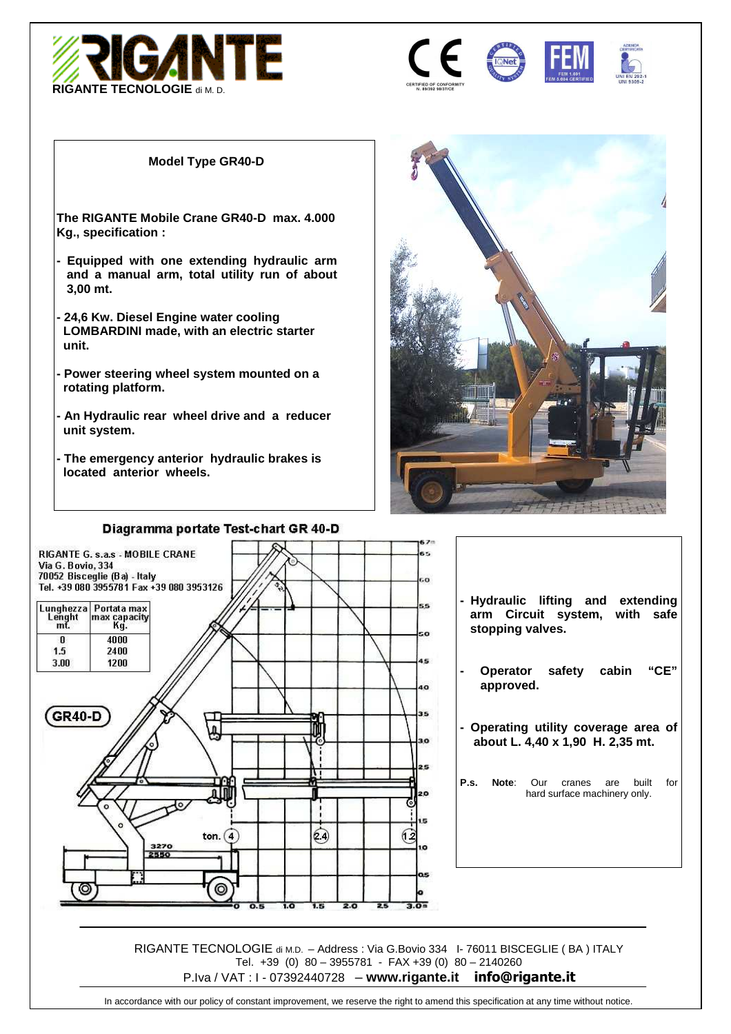# RIGANTE

**RIGANTE TECNOLOGIE** di M. D.

CE — CERTIFIED OF CONFORMITY N. 89/392 98/37/CE

FEM 1.001 FEM 5.004 CERTIFIED

AZIENDA CERTIFICATA UNI EN 292-1 UNI 9305-2

**Model Type GR40-D**

**The RIGANTE Mobile Crane GR40-D max. 4.000 Kg., specification :**

- **Equipped with one extending hydraulic arm and a manual arm, total utility run of about 3,00 mt.**
- **24,6 Kw. Diesel Engine water cooling LOMBARDINI made, with an electric starter unit.**
- **Power steering wheel system mounted on a rotating platform.**
- **An Hydraulic rear wheel drive and a reducer unit system.**
- **The emergency anterior hydraulic brakes is located anterior wheels.**

**Diagramma portate Test-chart GR 40-D**

RIGANTE G. s.a.s - MOBILE CRANE
Via G. Bovio, 334
70052 Bisceglie (Ba) - Italy
Tel. +39 080 3955781 Fax +39 080 3953126

| Lunghezza Lenght mt. | Portata max max capacity Kg. |
|---|---|
| 0 | 4000 |
| 1.5 | 2400 |
| 3.00 | 1200 |

GR40-D

- **Hydraulic lifting and extending arm Circuit system, with safe stopping valves.**
- **Operator safety cabin "CE" approved.**
- **Operating utility coverage area of about L. 4,40 x 1,90 H. 2,35 mt.**

**P.s.** **Note**: Our cranes are built for hard surface machinery only.

RIGANTE TECNOLOGIE di M.D. – Address : Via G.Bovio 334 I- 76011 BISCEGLIE ( BA ) ITALY
Tel. +39 (0) 80 – 3955781 - FAX +39 (0) 80 – 2140260
P.Iva / VAT : I - 07392440728 – **www.rigante.it** **info@rigante.it**

In accordance with our policy of constant improvement, we reserve the right to amend this specification at any time without notice.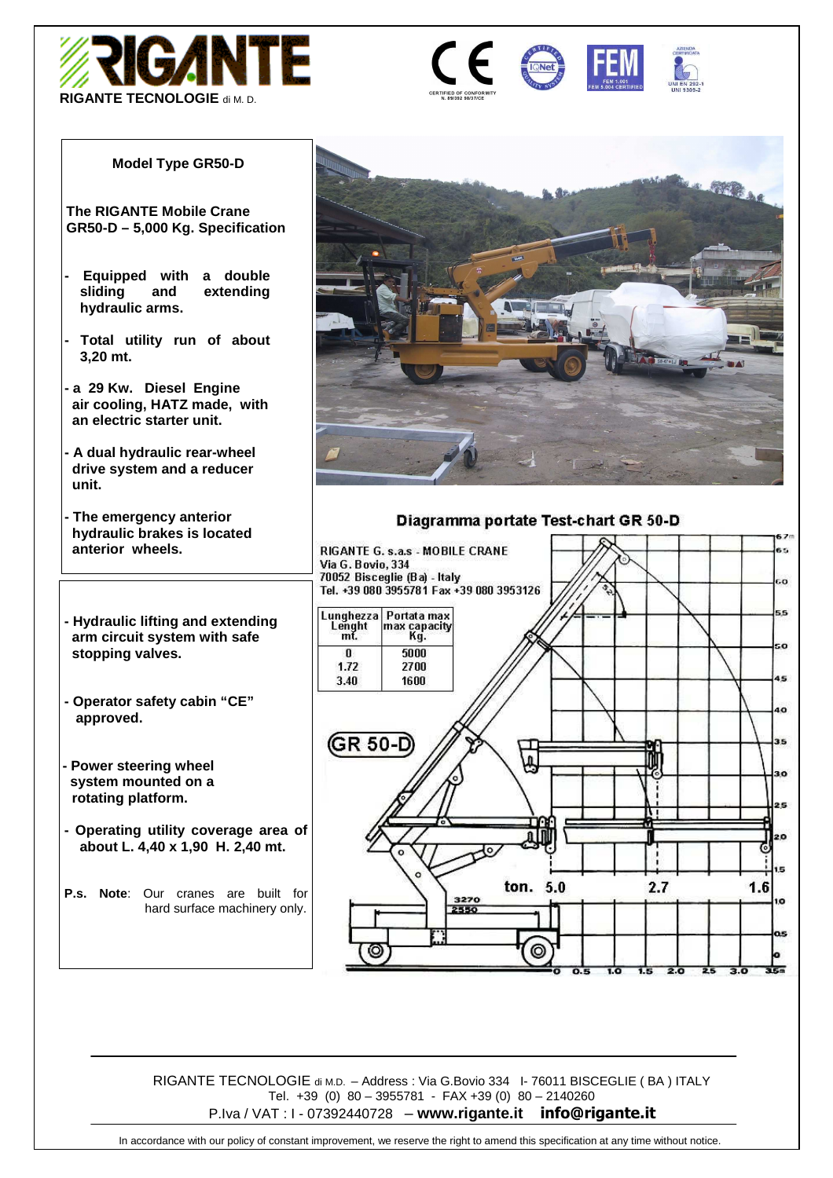RIGANTE TECNOLOGIE di M. D.

### Model Type GR50-D

**The RIGANTE Mobile Crane GR50-D – 5,000 Kg. Specification**

- **Equipped with a double sliding and extending hydraulic arms.**
- **Total utility run of about 3,20 mt.**
- **a 29 Kw. Diesel Engine air cooling, HATZ made, with an electric starter unit.**
- **A dual hydraulic rear-wheel drive system and a reducer unit.**
- **The emergency anterior hydraulic brakes is located anterior wheels.**

- **Hydraulic lifting and extending arm circuit system with safe stopping valves.**
- **Operator safety cabin "CE" approved.**
- **Power steering wheel system mounted on a rotating platform.**
- **Operating utility coverage area of about L. 4,40 x 1,90 H. 2,40 mt.**

**P.s. Note**: Our cranes are built for hard surface machinery only.

**Diagramma portate Test-chart GR 50-D**

RIGANTE G. s.a.s - MOBILE CRANE
Via G. Bovio, 334
70052 Bisceglie (Ba) - Italy
Tel. +39 080 3955781 Fax +39 080 3953126

| Lunghezza Lenght mt. | Portata max max capacity Kg. |
|---|---|
| 0 | 5000 |
| 1.72 | 2700 |
| 3.40 | 1600 |

GR 50-D

ton. 5.0 2.7 1.6

---

RIGANTE TECNOLOGIE di M.D. – Address : Via G.Bovio 334 I- 76011 BISCEGLIE ( BA ) ITALY
Tel. +39 (0) 80 – 3955781 - FAX +39 (0) 80 – 2140260
P.Iva / VAT : I - 07392440728 – **www.rigante.it** **info@rigante.it**

In accordance with our policy of constant improvement, we reserve the right to amend this specification at any time without notice.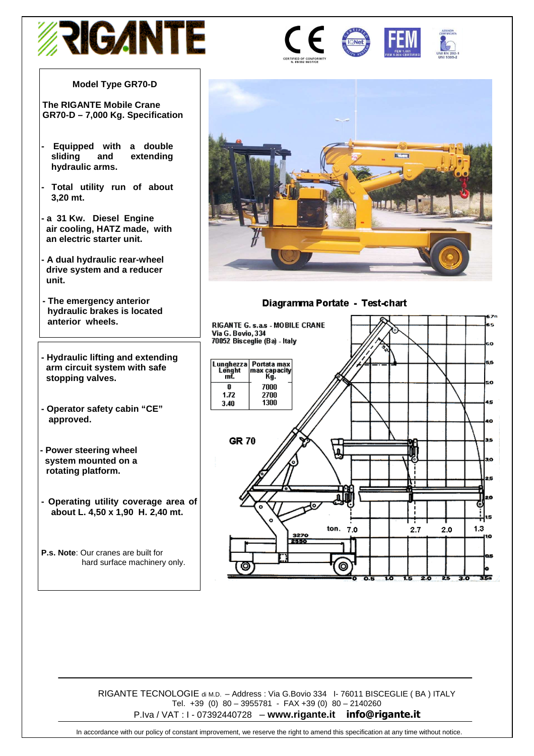**Model Type GR70-D**

**The RIGANTE Mobile Crane GR70-D – 7,000 Kg. Specification**

- **Equipped with a double sliding and extending hydraulic arms.**
- **Total utility run of about 3,20 mt.**
- **a 31 Kw. Diesel Engine air cooling, HATZ made, with an electric starter unit.**
- **A dual hydraulic rear-wheel drive system and a reducer unit.**
- **The emergency anterior hydraulic brakes is located anterior wheels.**

- **Hydraulic lifting and extending arm circuit system with safe stopping valves.**
- **Operator safety cabin "CE" approved.**
- **Power steering wheel system mounted on a rotating platform.**
- **Operating utility coverage area of about L. 4,50 x 1,90 H. 2,40 mt.**

**P.s. Note**: Our cranes are built for hard surface machinery only.

**Diagramma Portate - Test-chart**

RIGANTE G. s.a.s - MOBILE CRANE
Via G. Bovio, 334
70052 Bisceglie (Ba) - Italy

| Lunghezza Lenght mt. | Portata max max capacity Kg. |
|---|---|
| 0 | 7000 |
| 1.72 | 2700 |
| 3.40 | 1300 |

GR 70

RIGANTE TECNOLOGIE di M.D. – Address : Via G.Bovio 334 I- 76011 BISCEGLIE ( BA ) ITALY
Tel. +39 (0) 80 – 3955781 - FAX +39 (0) 80 – 2140260
P.Iva / VAT : I - 07392440728 – **www.rigante.it** **info@rigante.it**

In accordance with our policy of constant improvement, we reserve the right to amend this specification at any time without notice.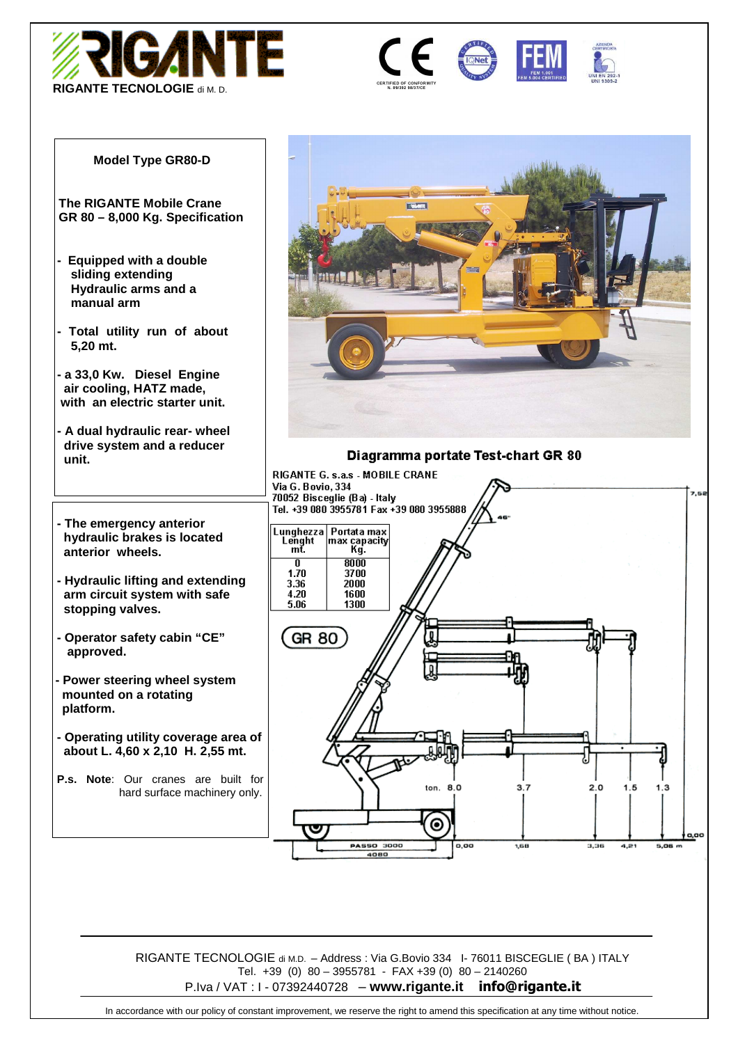# RIGANTE TECNOLOGIE di M. D.

## Model Type GR80-D

**The RIGANTE Mobile Crane GR 80 – 8,000 Kg. Specification**

- **Equipped with a double sliding extending Hydraulic arms and a manual arm**
- **Total utility run of about 5,20 mt.**
- **a 33,0 Kw. Diesel Engine air cooling, HATZ made, with an electric starter unit.**
- **A dual hydraulic rear- wheel drive system and a reducer unit.**

- **The emergency anterior hydraulic brakes is located anterior wheels.**
- **Hydraulic lifting and extending arm circuit system with safe stopping valves.**
- **Operator safety cabin "CE" approved.**
- **Power steering wheel system mounted on a rotating platform.**
- **Operating utility coverage area of about L. 4,60 x 2,10 H. 2,55 mt.**

**P.s. Note**: Our cranes are built for hard surface machinery only.

### Diagramma portate Test-chart GR 80

RIGANTE G. s.a.s - MOBILE CRANE
Via G. Bovio, 334
70052 Bisceglie (Ba) - Italy
Tel. +39 080 3955781 Fax +39 080 3955888

| Lunghezza Lenght mt. | Portata max max capacity Kg. |
|---|---|
| 0 | 8000 |
| 1.70 | 3700 |
| 3.36 | 2000 |
| 4.20 | 1600 |
| 5.06 | 1300 |

GR 80

ton. 8.0 — 3.7 — 2.0 — 1.5 — 1.3

0,00 — 1,68 — 3,36 — 4,21 — 5,06 m

PASSO 3000 — 4080 — 46° — 7,52

RIGANTE TECNOLOGIE di M.D. – Address : Via G.Bovio 334 I- 76011 BISCEGLIE ( BA ) ITALY
Tel. +39 (0) 80 – 3955781 - FAX +39 (0) 80 – 2140260
P.Iva / VAT : I - 07392440728 – **www.rigante.it** **info@rigante.it**

In accordance with our policy of constant improvement, we reserve the right to amend this specification at any time without notice.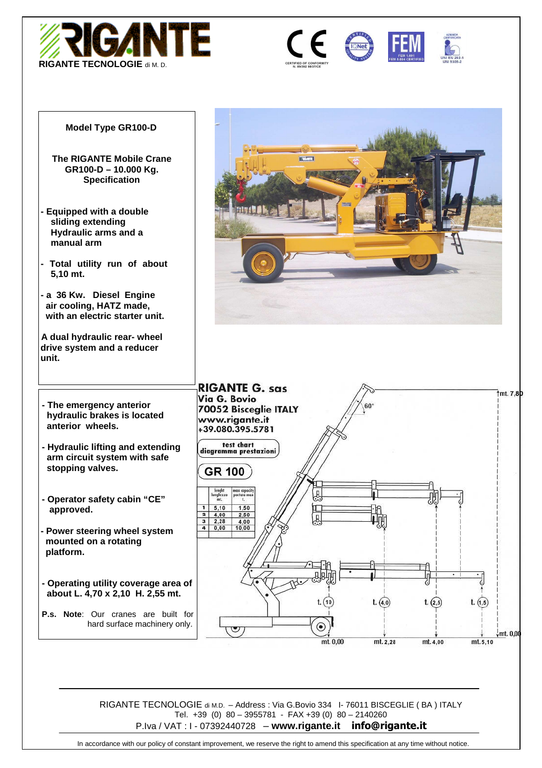RIGANTE TECNOLOGIE di M. D.

CERTIFIED OF CONFORMITY N. 89/392 98/37/CE

FEM 1.001 FEM 5.004 CERTIFIED

AZIENDA CERTIFICATA UNI EN 292-1 UNI 5305-2

**Model Type GR100-D**

**The RIGANTE Mobile Crane GR100-D – 10.000 Kg. Specification**

- **Equipped with a double sliding extending Hydraulic arms and a manual arm**
- **Total utility run of about 5,10 mt.**
- **a 36 Kw. Diesel Engine air cooling, HATZ made, with an electric starter unit.**

**A dual hydraulic rear- wheel drive system and a reducer unit.**

- **The emergency anterior hydraulic brakes is located anterior wheels.**
- **Hydraulic lifting and extending arm circuit system with safe stopping valves.**
- **Operator safety cabin "CE" approved.**
- **Power steering wheel system mounted on a rotating platform.**
- **Operating utility coverage area of about L. 4,70 x 2,10 H. 2,55 mt.**

P.s. **Note**: Our cranes are built for hard surface machinery only.

**RIGANTE G. sas**
**Via G. Bovio**
**70052 Bisceglie ITALY**
**www.rigante.it**
**+39.080.395.5781**

test chart
diagramma prestazioni

**GR 100**

| | lenght lunghezza mt. | max capacity portata max t. |
|---|---|---|
| 1 | 5,10 | 1,50 |
| 2 | 4,00 | 2,50 |
| 3 | 2,28 | 4,00 |
| 4 | 0,00 | 10,00 |

60° · mt. 7,80 · mt. 0,00 · t. 10 · t. 4,0 · t. 2,5 · t. 1,5 · mt. 0,00 · mt. 2,28 · mt. 4,00 · mt. 5,10

RIGANTE TECNOLOGIE di M.D. – Address : Via G.Bovio 334 I- 76011 BISCEGLIE ( BA ) ITALY
Tel. +39 (0) 80 – 3955781 - FAX +39 (0) 80 – 2140260
P.Iva / VAT : I - 07392440728 – **www.rigante.it** **info@rigante.it**

In accordance with our policy of constant improvement, we reserve the right to amend this specification at any time without notice.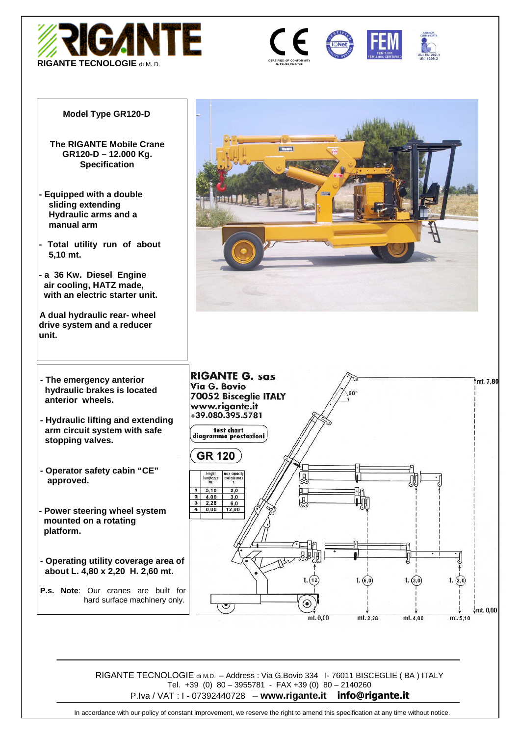**RIGANTE TECNOLOGIE** di M. D.

**Model Type GR120-D**

**The RIGANTE Mobile Crane GR120-D – 12.000 Kg. Specification**

- **Equipped with a double sliding extending Hydraulic arms and a manual arm**
- **Total utility run of about 5,10 mt.**
- **a 36 Kw. Diesel Engine air cooling, HATZ made, with an electric starter unit.**

**A dual hydraulic rear- wheel drive system and a reducer unit.**

- **The emergency anterior hydraulic brakes is located anterior wheels.**
- **Hydraulic lifting and extending arm circuit system with safe stopping valves.**
- **Operator safety cabin "CE" approved.**
- **Power steering wheel system mounted on a rotating platform.**
- **Operating utility coverage area of about L. 4,80 x 2,20 H. 2,60 mt.**

**P.s. Note**: Our cranes are built for hard surface machinery only.

**RIGANTE G. sas**
**Via G. Bovio**
**70052 Bisceglie ITALY**
**www.rigante.it**
**+39.080.395.5781**

test chart
diagramma prestazioni

**GR 120**

| | lenght lunghezza mt. | max capacity portata max t. |
|---|---|---|
| 1 | 5,10 | 2,0 |
| 2 | 4,00 | 3,0 |
| 3 | 2,28 | 6,0 |
| 4 | 0,00 | 12,00 |

60° — mt. 7,80 — mt. 0,00

t. 12 — t. 6,0 — t. 3,0 — t. 2,0

mt. 0,00 — mt. 2,28 — mt. 4,00 — mt. 5,10

RIGANTE TECNOLOGIE di M.D. – Address : Via G.Bovio 334 I- 76011 BISCEGLIE ( BA ) ITALY
Tel. +39 (0) 80 – 3955781 - FAX +39 (0) 80 – 2140260
P.Iva / VAT : I - 07392440728 – **www.rigante.it** **info@rigante.it**

In accordance with our policy of constant improvement, we reserve the right to amend this specification at any time without notice.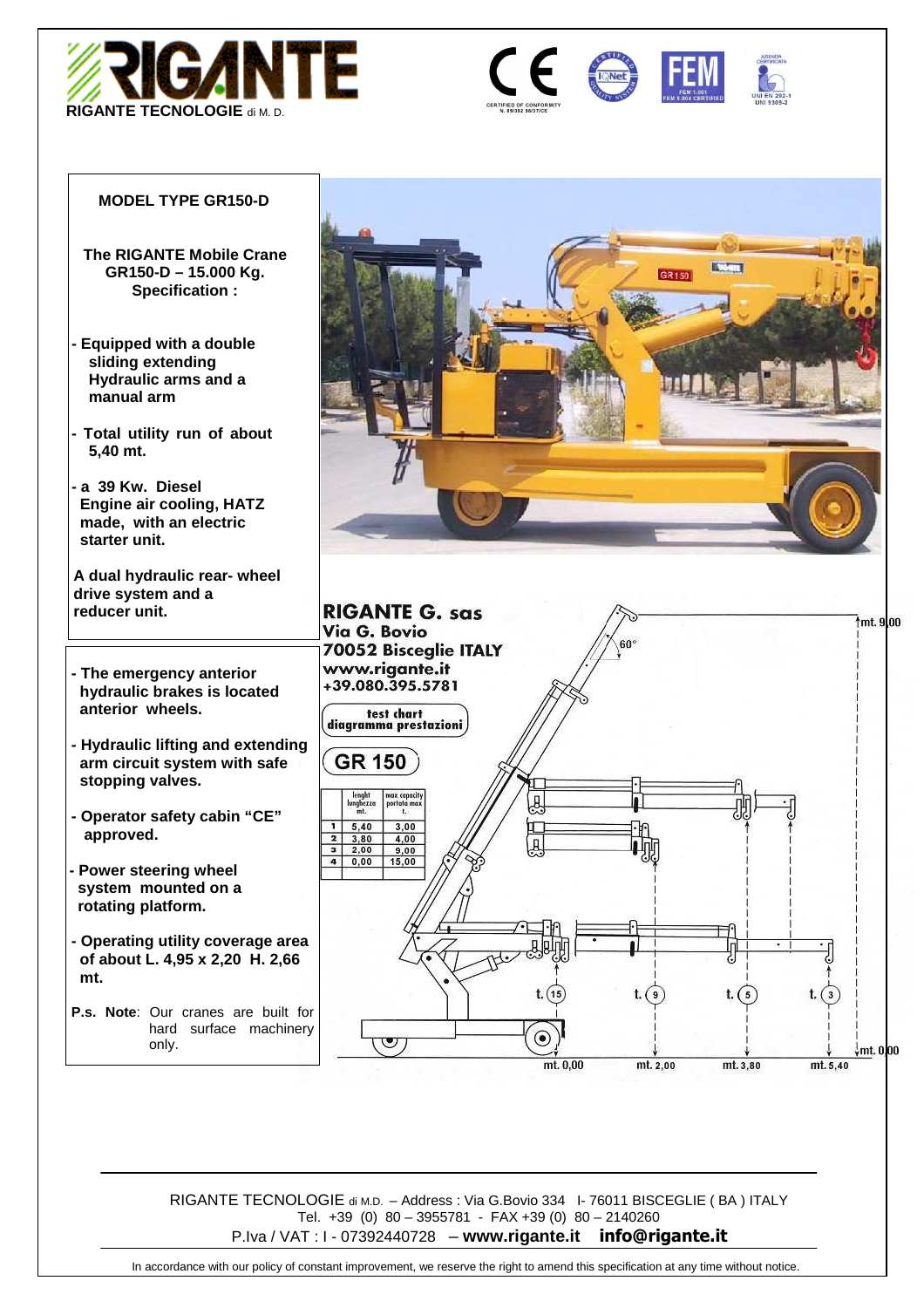RIGANTE TECNOLOGIE di M. D.

CERTIFIED OF CONFORMITY N. 89/392 98/37/CE

FEM 1.001 FEM 5.004 CERTIFIED

AZIENDA CERTIFICATA UNI EN 292-1 UNI 9309-2

**MODEL TYPE GR150-D**

**The RIGANTE Mobile Crane GR150-D – 15.000 Kg. Specification :**

- **Equipped with a double sliding extending Hydraulic arms and a manual arm**
- **Total utility run of about 5,40 mt.**
- **a 39 Kw. Diesel Engine air cooling, HATZ made, with an electric starter unit.**

**A dual hydraulic rear- wheel drive system and a reducer unit.**

- **The emergency anterior hydraulic brakes is located anterior wheels.**
- **Hydraulic lifting and extending arm circuit system with safe stopping valves.**
- **Operator safety cabin "CE" approved.**
- **Power steering wheel system mounted on a rotating platform.**
- **Operating utility coverage area of about L. 4,95 x 2,20 H. 2,66 mt.**

**P.s. Note**: Our cranes are built for hard surface machinery only.

**RIGANTE G. sas**
**Via G. Bovio**
**70052 Bisceglie ITALY**
**www.rigante.it**
**+39.080.395.5781**

test chart
diagramma prestazioni

**GR 150**

| | lenght lunghezze mt. | max capacity portata max t. |
|---|---|---|
| 1 | 5,40 | 3,00 |
| 2 | 3,80 | 4,00 |
| 3 | 2,00 | 9,00 |
| 4 | 0,00 | 15,00 |

60°

mt. 9,00

mt. 0,00

t. 15

t. 9

t. 5

t. 3

mt. 0,00

mt. 2,00

mt. 3,80

mt. 5,40

RIGANTE TECNOLOGIE di M.D. – Address : Via G.Bovio 334 I- 76011 BISCEGLIE ( BA ) ITALY
Tel. +39 (0) 80 – 3955781 - FAX +39 (0) 80 – 2140260
P.Iva / VAT : I - 07392440728 – **www.rigante.it** **info@rigante.it**

In accordance with our policy of constant improvement, we reserve the right to amend this specification at any time without notice.